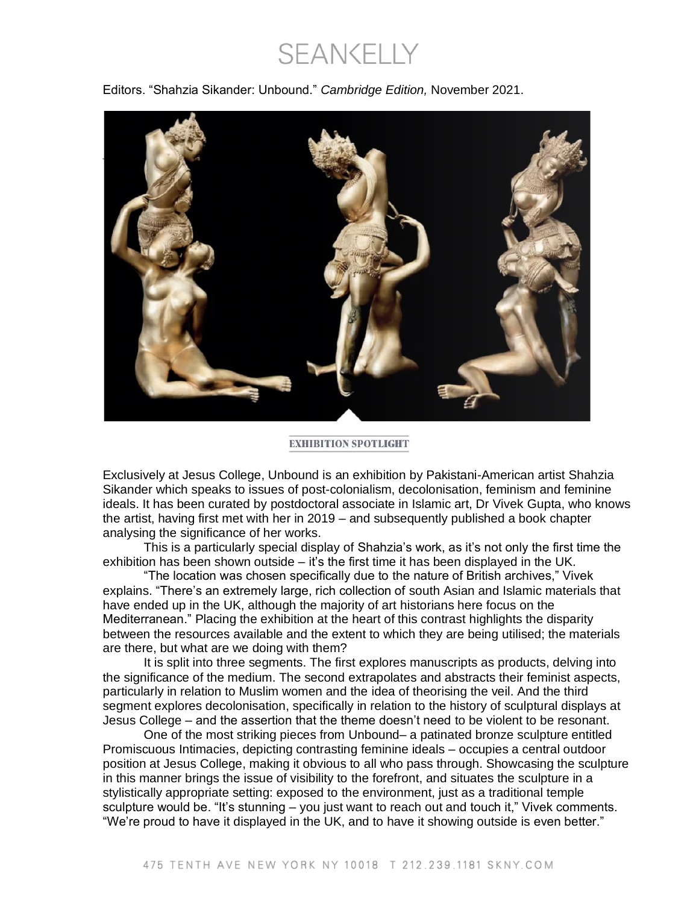Editors. “Shahzia Sikander: Unbound.” *Cambridge Edition,* November 2021.

**EXHIBITION SPOTLIGHT**

Exclusively at Jesus College, Unbound is an exhibition by Pakistani-American artist Shahzia Sikander which speaks to issues of post-colonialism, decolonisation, feminism and feminine ideals. It has been curated by postdoctoral associate in Islamic art, Dr Vivek Gupta, who knows the artist, having first met with her in 2019 – and subsequently published a book chapter analysing the significance of her works.

This is a particularly special display of Shahzia’s work, as it’s not only the first time the exhibition has been shown outside – it’s the first time it has been displayed in the UK.

“The location was chosen specifically due to the nature of British archives,” Vivek explains. “There’s an extremely large, rich collection of south Asian and Islamic materials that have ended up in the UK, although the majority of art historians here focus on the Mediterranean.” Placing the exhibition at the heart of this contrast highlights the disparity between the resources available and the extent to which they are being utilised; the materials are there, but what are we doing with them?

It is split into three segments. The first explores manuscripts as products, delving into the significance of the medium. The second extrapolates and abstracts their feminist aspects, particularly in relation to Muslim women and the idea of theorising the veil. And the third segment explores decolonisation, specifically in relation to the history of sculptural displays at Jesus College – and the assertion that the theme doesn’t need to be violent to be resonant.

One of the most striking pieces from Unbound– a patinated bronze sculpture entitled Promiscuous Intimacies, depicting contrasting feminine ideals – occupies a central outdoor position at Jesus College, making it obvious to all who pass through. Showcasing the sculpture in this manner brings the issue of visibility to the forefront, and situates the sculpture in a stylistically appropriate setting: exposed to the environment, just as a traditional temple sculpture would be. “It’s stunning – you just want to reach out and touch it,” Vivek comments. “We’re proud to have it displayed in the UK, and to have it showing outside is even better.”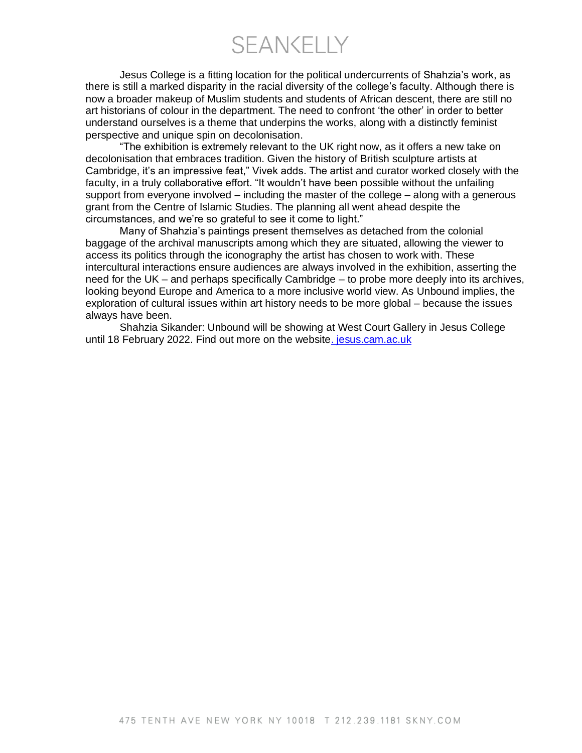Jesus College is a fitting location for the political undercurrents of Shahzia's work, as there is still a marked disparity in the racial diversity of the college's faculty. Although there is now a broader makeup of Muslim students and students of African descent, there are still no art historians of colour in the department. The need to confront 'the other' in order to better understand ourselves is a theme that underpins the works, along with a distinctly feminist perspective and unique spin on decolonisation.

"The exhibition is extremely relevant to the UK right now, as it offers a new take on decolonisation that embraces tradition. Given the history of British sculpture artists at Cambridge, it's an impressive feat," Vivek adds. The artist and curator worked closely with the faculty, in a truly collaborative effort. "It wouldn't have been possible without the unfailing support from everyone involved – including the master of the college – along with a generous grant from the Centre of Islamic Studies. The planning all went ahead despite the circumstances, and we're so grateful to see it come to light."

Many of Shahzia's paintings present themselves as detached from the colonial baggage of the archival manuscripts among which they are situated, allowing the viewer to access its politics through the iconography the artist has chosen to work with. These intercultural interactions ensure audiences are always involved in the exhibition, asserting the need for the UK – and perhaps specifically Cambridge – to probe more deeply into its archives, looking beyond Europe and America to a more inclusive world view. As Unbound implies, the exploration of cultural issues within art history needs to be more global – because the issues always have been.

Shahzia Sikander: Unbound will be showing at West Court Gallery in Jesus College until 18 February 2022. Find out more on the website. [jesus.cam.ac.uk](https://jesus.cam.ac.uk)